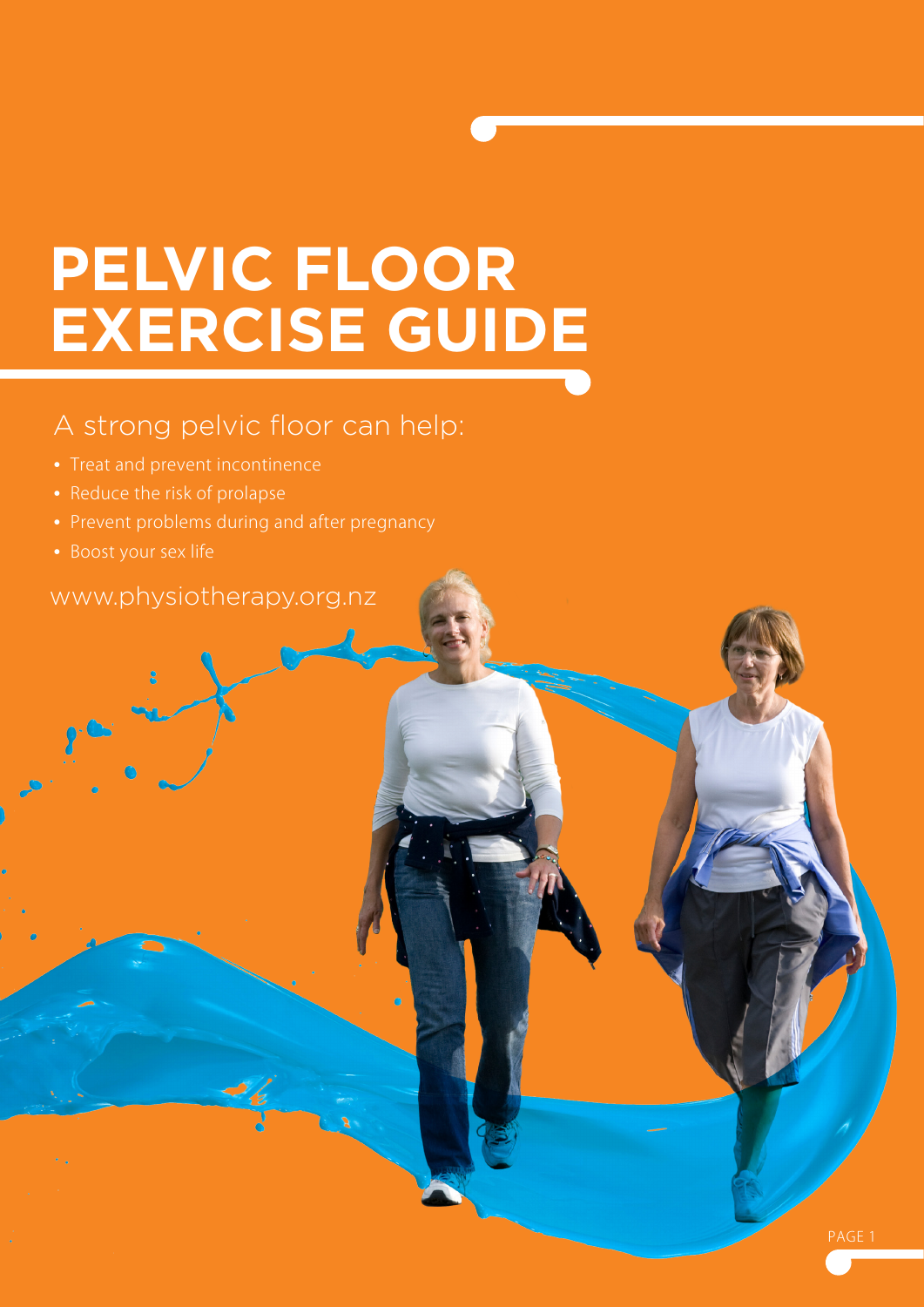# PELVIC FLOOR EXERCISE GUIDE

A strong pelvic floor can help:

- Treat and prevent incontinence
- Reduce the risk of prolapse
- Prevent problems during and after pregnancy
- Boost your sex life

www.physiotherapy.org.nz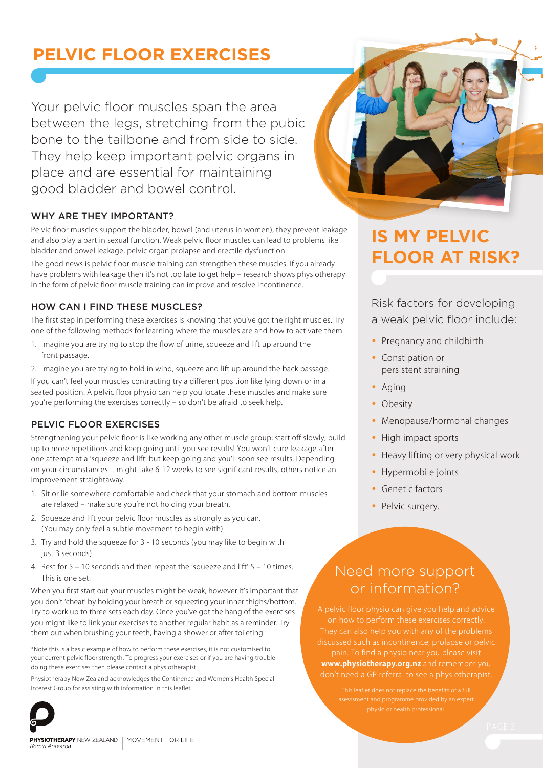# PELVIC FLOOR EXERCISES

Your pelvic floor muscles span the area between the legs, stretching from the pubic bone to the tailbone and from side to side. They help keep important pelvic organs in place and are essential for maintaining good bladder and bowel control.

### WHY ARE THEY IMPORTANT?

Pelvic floor muscles support the bladder, bowel (and uterus in women), they prevent leakage and also play a part in sexual function. Weak pelvic floor muscles can lead to problems like bladder and bowel leakage, pelvic organ prolapse and erectile dysfunction.

The good news is pelvic floor muscle training can strengthen these muscles. If you already have problems with leakage then it's not too late to get help – research shows physiotherapy in the form of pelvic floor muscle training can improve and resolve incontinence.

### HOW CAN I FIND THESE MUSCLES?

The first step in performing these exercises is knowing that you've got the right muscles. Try one of the following methods for learning where the muscles are and how to activate them:

1. Imagine you are trying to stop the flow of urine, squeeze and lift up around the front passage.
2. Imagine you are trying to hold in wind, squeeze and lift up around the back passage.

If you can't feel your muscles contracting try a different position like lying down or in a seated position. A pelvic floor physio can help you locate these muscles and make sure you're performing the exercises correctly – so don't be afraid to seek help.

### PELVIC FLOOR EXERCISES

Strengthening your pelvic floor is like working any other muscle group; start off slowly, build up to more repetitions and keep going until you see results! You won't cure leakage after one attempt at a 'squeeze and lift' but keep going and you'll soon see results. Depending on your circumstances it might take 6-12 weeks to see significant results, others notice an improvement straightaway.

1. Sit or lie somewhere comfortable and check that your stomach and bottom muscles are relaxed – make sure you're not holding your breath.
2. Squeeze and lift your pelvic floor muscles as strongly as you can. (You may only feel a subtle movement to begin with).
3. Try and hold the squeeze for 3 - 10 seconds (you may like to begin with just 3 seconds).
4. Rest for 5 – 10 seconds and then repeat the 'squeeze and lift' 5 – 10 times. This is one set.

When you first start out your muscles might be weak, however it's important that you don't 'cheat' by holding your breath or squeezing your inner thighs/bottom. Try to work up to three sets each day. Once you've got the hang of the exercises you might like to link your exercises to another regular habit as a reminder. Try them out when brushing your teeth, having a shower or after toileting.

*Note this is a basic example of how to perform these exercises, it is not customised to your current pelvic floor strength. To progress your exercises or if you are having trouble doing these exercises then please contact a physiotherapist.

Physiotherapy New Zealand acknowledges the Continence and Women's Health Special Interest Group for assisting with information in this leaflet.

## IS MY PELVIC FLOOR AT RISK?

Risk factors for developing a weak pelvic floor include:

- Pregnancy and childbirth
- Constipation or persistent straining
- Aging
- Obesity
- Menopause/hormonal changes
- High impact sports
- Heavy lifting or very physical work
- Hypermobile joints
- Genetic factors
- Pelvic surgery.

## Need more support or information?

A pelvic floor physio can give you help and advice on how to perform these exercises correctly. They can also help you with any of the problems discussed such as incontinence, prolapse or pelvic pain. To find a physio near you please visit **www.physiotherapy.org.nz** and remember you don't need a GP referral to see a physiotherapist.

This leaflet does not replace the benefits of a full asesssment and programme provided by an expert physio or health professional.

**PHYSIOTHERAPY** NEW ZEALAND | MOVEMENT FOR LIFE
*Kōmiri Aotearoa*